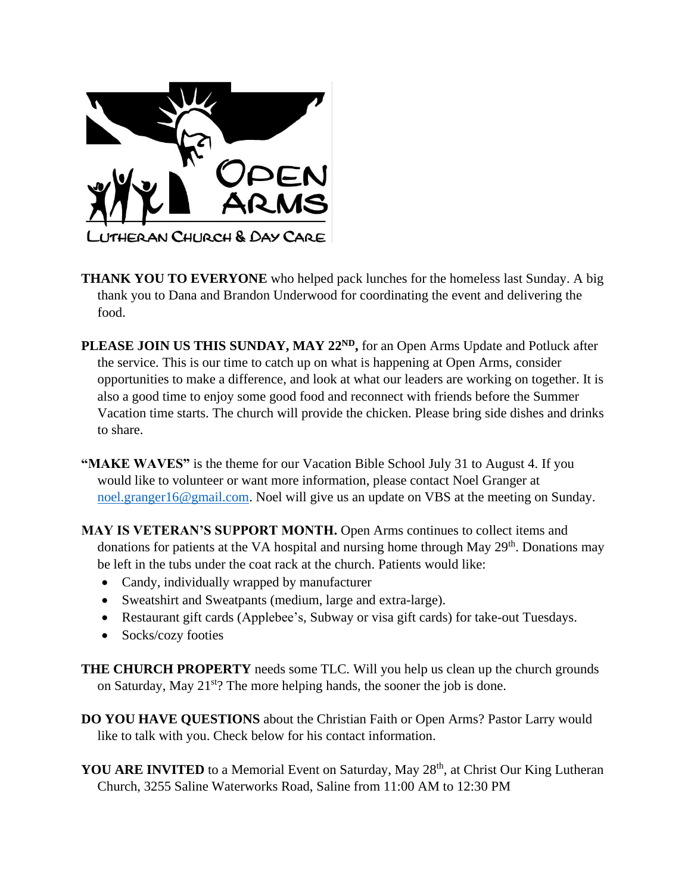OPEN ARMS

LUTHERAN CHURCH & DAY CARE

**THANK YOU TO EVERYONE** who helped pack lunches for the homeless last Sunday. A big thank you to Dana and Brandon Underwood for coordinating the event and delivering the food.

**PLEASE JOIN US THIS SUNDAY, MAY 22ND,** for an Open Arms Update and Potluck after the service. This is our time to catch up on what is happening at Open Arms, consider opportunities to make a difference, and look at what our leaders are working on together. It is also a good time to enjoy some good food and reconnect with friends before the Summer Vacation time starts. The church will provide the chicken. Please bring side dishes and drinks to share.

**"MAKE WAVES"** is the theme for our Vacation Bible School July 31 to August 4. If you would like to volunteer or want more information, please contact Noel Granger at noel.granger16@gmail.com. Noel will give us an update on VBS at the meeting on Sunday.

**MAY IS VETERAN'S SUPPORT MONTH.** Open Arms continues to collect items and donations for patients at the VA hospital and nursing home through May 29th. Donations may be left in the tubs under the coat rack at the church. Patients would like:

- Candy, individually wrapped by manufacturer
- Sweatshirt and Sweatpants (medium, large and extra-large).
- Restaurant gift cards (Applebee's, Subway or visa gift cards) for take-out Tuesdays.
- Socks/cozy footies

**THE CHURCH PROPERTY** needs some TLC. Will you help us clean up the church grounds on Saturday, May 21st? The more helping hands, the sooner the job is done.

**DO YOU HAVE QUESTIONS** about the Christian Faith or Open Arms? Pastor Larry would like to talk with you. Check below for his contact information.

**YOU ARE INVITED** to a Memorial Event on Saturday, May 28th, at Christ Our King Lutheran Church, 3255 Saline Waterworks Road, Saline from 11:00 AM to 12:30 PM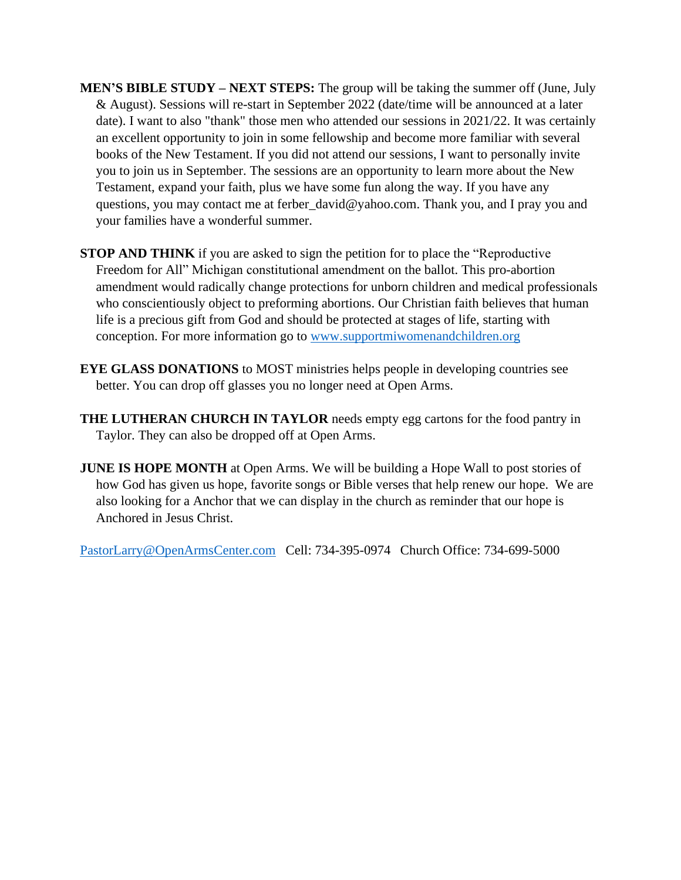**MEN'S BIBLE STUDY – NEXT STEPS:** The group will be taking the summer off (June, July & August). Sessions will re-start in September 2022 (date/time will be announced at a later date). I want to also "thank" those men who attended our sessions in 2021/22. It was certainly an excellent opportunity to join in some fellowship and become more familiar with several books of the New Testament. If you did not attend our sessions, I want to personally invite you to join us in September. The sessions are an opportunity to learn more about the New Testament, expand your faith, plus we have some fun along the way. If you have any questions, you may contact me at ferber_david@yahoo.com. Thank you, and I pray you and your families have a wonderful summer.

**STOP AND THINK** if you are asked to sign the petition for to place the "Reproductive Freedom for All" Michigan constitutional amendment on the ballot. This pro-abortion amendment would radically change protections for unborn children and medical professionals who conscientiously object to preforming abortions. Our Christian faith believes that human life is a precious gift from God and should be protected at stages of life, starting with conception. For more information go to www.supportmiwomenandchildren.org

**EYE GLASS DONATIONS** to MOST ministries helps people in developing countries see better. You can drop off glasses you no longer need at Open Arms.

**THE LUTHERAN CHURCH IN TAYLOR** needs empty egg cartons for the food pantry in Taylor. They can also be dropped off at Open Arms.

**JUNE IS HOPE MONTH** at Open Arms. We will be building a Hope Wall to post stories of how God has given us hope, favorite songs or Bible verses that help renew our hope. We are also looking for a Anchor that we can display in the church as reminder that our hope is Anchored in Jesus Christ.

PastorLarry@OpenArmsCenter.com Cell: 734-395-0974 Church Office: 734-699-5000